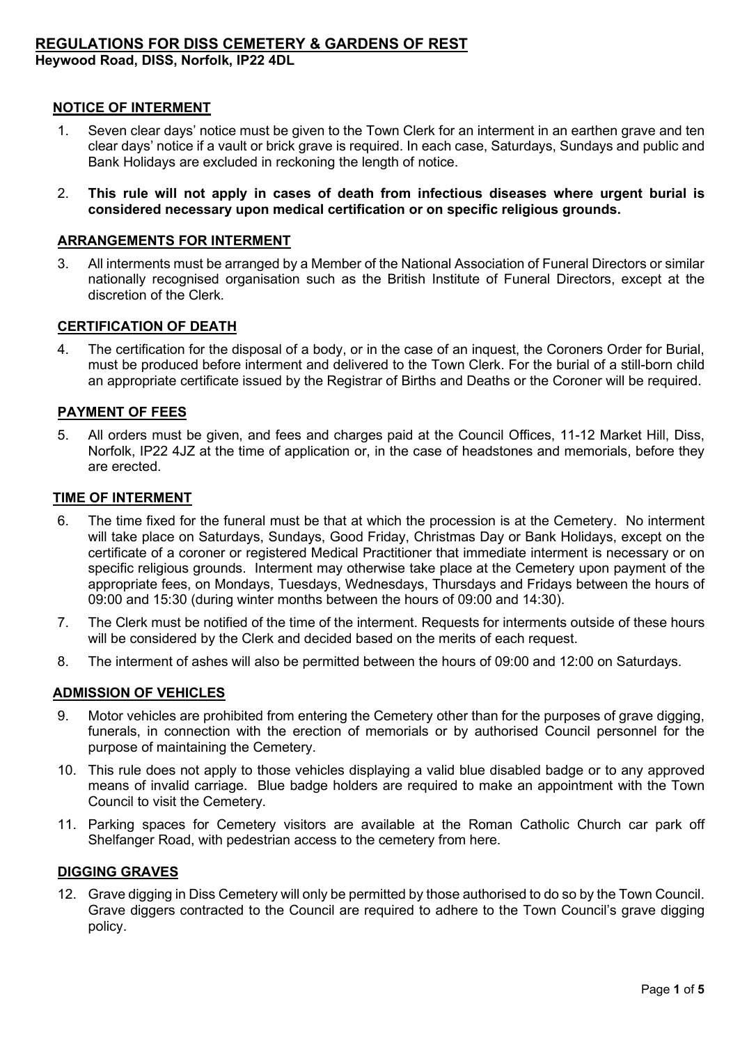# REGULATIONS FOR DISS CEMETERY & GARDENS OF REST

**Heywood Road, DISS, Norfolk, IP22 4DL**

## NOTICE OF INTERMENT

1. Seven clear days' notice must be given to the Town Clerk for an interment in an earthen grave and ten clear days' notice if a vault or brick grave is required. In each case, Saturdays, Sundays and public and Bank Holidays are excluded in reckoning the length of notice.

2. **This rule will not apply in cases of death from infectious diseases where urgent burial is considered necessary upon medical certification or on specific religious grounds.**

## ARRANGEMENTS FOR INTERMENT

3. All interments must be arranged by a Member of the National Association of Funeral Directors or similar nationally recognised organisation such as the British Institute of Funeral Directors, except at the discretion of the Clerk.

## CERTIFICATION OF DEATH

4. The certification for the disposal of a body, or in the case of an inquest, the Coroners Order for Burial, must be produced before interment and delivered to the Town Clerk. For the burial of a still-born child an appropriate certificate issued by the Registrar of Births and Deaths or the Coroner will be required.

## PAYMENT OF FEES

5. All orders must be given, and fees and charges paid at the Council Offices, 11-12 Market Hill, Diss, Norfolk, IP22 4JZ at the time of application or, in the case of headstones and memorials, before they are erected.

## TIME OF INTERMENT

6. The time fixed for the funeral must be that at which the procession is at the Cemetery. No interment will take place on Saturdays, Sundays, Good Friday, Christmas Day or Bank Holidays, except on the certificate of a coroner or registered Medical Practitioner that immediate interment is necessary or on specific religious grounds. Interment may otherwise take place at the Cemetery upon payment of the appropriate fees, on Mondays, Tuesdays, Wednesdays, Thursdays and Fridays between the hours of 09:00 and 15:30 (during winter months between the hours of 09:00 and 14:30).

7. The Clerk must be notified of the time of the interment. Requests for interments outside of these hours will be considered by the Clerk and decided based on the merits of each request.

8. The interment of ashes will also be permitted between the hours of 09:00 and 12:00 on Saturdays.

## ADMISSION OF VEHICLES

9. Motor vehicles are prohibited from entering the Cemetery other than for the purposes of grave digging, funerals, in connection with the erection of memorials or by authorised Council personnel for the purpose of maintaining the Cemetery.

10. This rule does not apply to those vehicles displaying a valid blue disabled badge or to any approved means of invalid carriage. Blue badge holders are required to make an appointment with the Town Council to visit the Cemetery.

11. Parking spaces for Cemetery visitors are available at the Roman Catholic Church car park off Shelfanger Road, with pedestrian access to the cemetery from here.

## DIGGING GRAVES

12. Grave digging in Diss Cemetery will only be permitted by those authorised to do so by the Town Council. Grave diggers contracted to the Council are required to adhere to the Town Council's grave digging policy.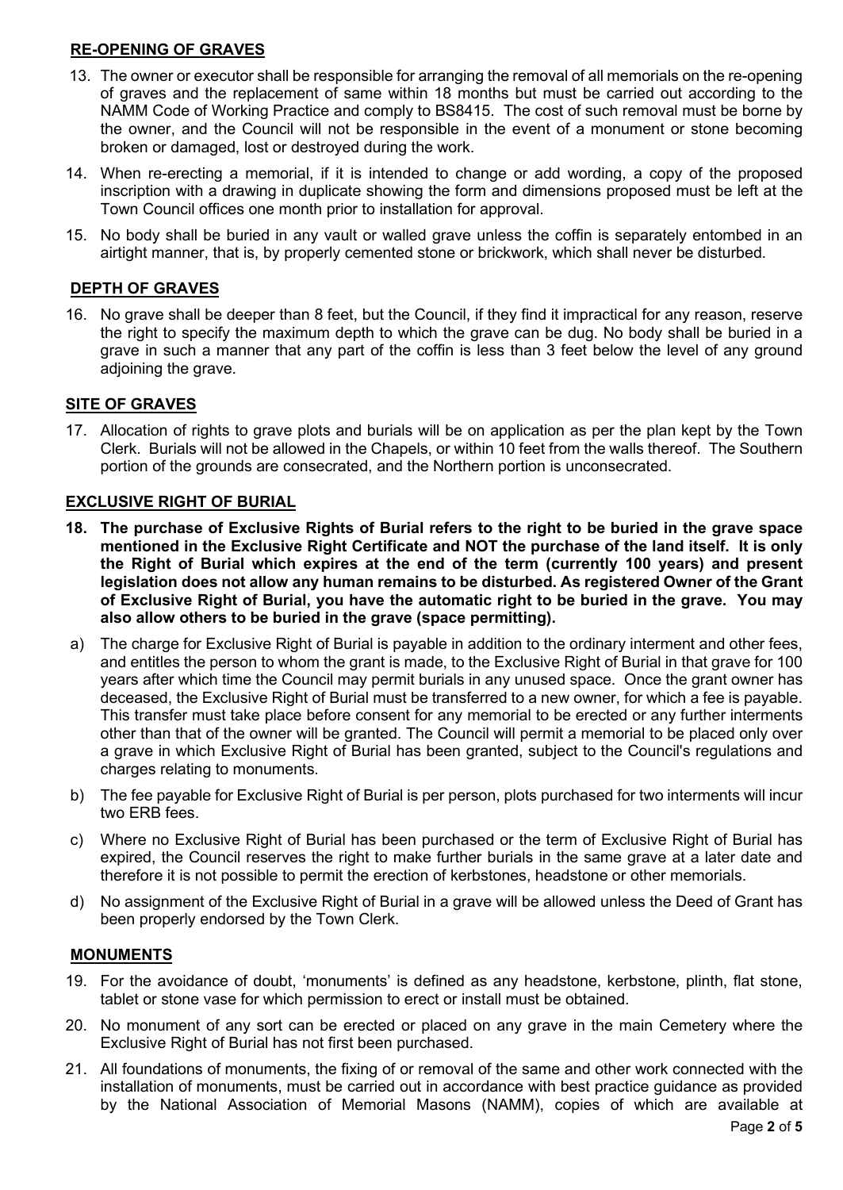## RE-OPENING OF GRAVES

13. The owner or executor shall be responsible for arranging the removal of all memorials on the re-opening of graves and the replacement of same within 18 months but must be carried out according to the NAMM Code of Working Practice and comply to BS8415. The cost of such removal must be borne by the owner, and the Council will not be responsible in the event of a monument or stone becoming broken or damaged, lost or destroyed during the work.
14. When re-erecting a memorial, if it is intended to change or add wording, a copy of the proposed inscription with a drawing in duplicate showing the form and dimensions proposed must be left at the Town Council offices one month prior to installation for approval.
15. No body shall be buried in any vault or walled grave unless the coffin is separately entombed in an airtight manner, that is, by properly cemented stone or brickwork, which shall never be disturbed.

## DEPTH OF GRAVES

16. No grave shall be deeper than 8 feet, but the Council, if they find it impractical for any reason, reserve the right to specify the maximum depth to which the grave can be dug. No body shall be buried in a grave in such a manner that any part of the coffin is less than 3 feet below the level of any ground adjoining the grave.

## SITE OF GRAVES

17. Allocation of rights to grave plots and burials will be on application as per the plan kept by the Town Clerk. Burials will not be allowed in the Chapels, or within 10 feet from the walls thereof. The Southern portion of the grounds are consecrated, and the Northern portion is unconsecrated.

## EXCLUSIVE RIGHT OF BURIAL

18. **The purchase of Exclusive Rights of Burial refers to the right to be buried in the grave space mentioned in the Exclusive Right Certificate and NOT the purchase of the land itself. It is only the Right of Burial which expires at the end of the term (currently 100 years) and present legislation does not allow any human remains to be disturbed. As registered Owner of the Grant of Exclusive Right of Burial, you have the automatic right to be buried in the grave. You may also allow others to be buried in the grave (space permitting).**

a) The charge for Exclusive Right of Burial is payable in addition to the ordinary interment and other fees, and entitles the person to whom the grant is made, to the Exclusive Right of Burial in that grave for 100 years after which time the Council may permit burials in any unused space. Once the grant owner has deceased, the Exclusive Right of Burial must be transferred to a new owner, for which a fee is payable. This transfer must take place before consent for any memorial to be erected or any further interments other than that of the owner will be granted. The Council will permit a memorial to be placed only over a grave in which Exclusive Right of Burial has been granted, subject to the Council's regulations and charges relating to monuments.

b) The fee payable for Exclusive Right of Burial is per person, plots purchased for two interments will incur two ERB fees.

c) Where no Exclusive Right of Burial has been purchased or the term of Exclusive Right of Burial has expired, the Council reserves the right to make further burials in the same grave at a later date and therefore it is not possible to permit the erection of kerbstones, headstone or other memorials.

d) No assignment of the Exclusive Right of Burial in a grave will be allowed unless the Deed of Grant has been properly endorsed by the Town Clerk.

## MONUMENTS

19. For the avoidance of doubt, 'monuments' is defined as any headstone, kerbstone, plinth, flat stone, tablet or stone vase for which permission to erect or install must be obtained.
20. No monument of any sort can be erected or placed on any grave in the main Cemetery where the Exclusive Right of Burial has not first been purchased.
21. All foundations of monuments, the fixing of or removal of the same and other work connected with the installation of monuments, must be carried out in accordance with best practice guidance as provided by the National Association of Memorial Masons (NAMM), copies of which are available at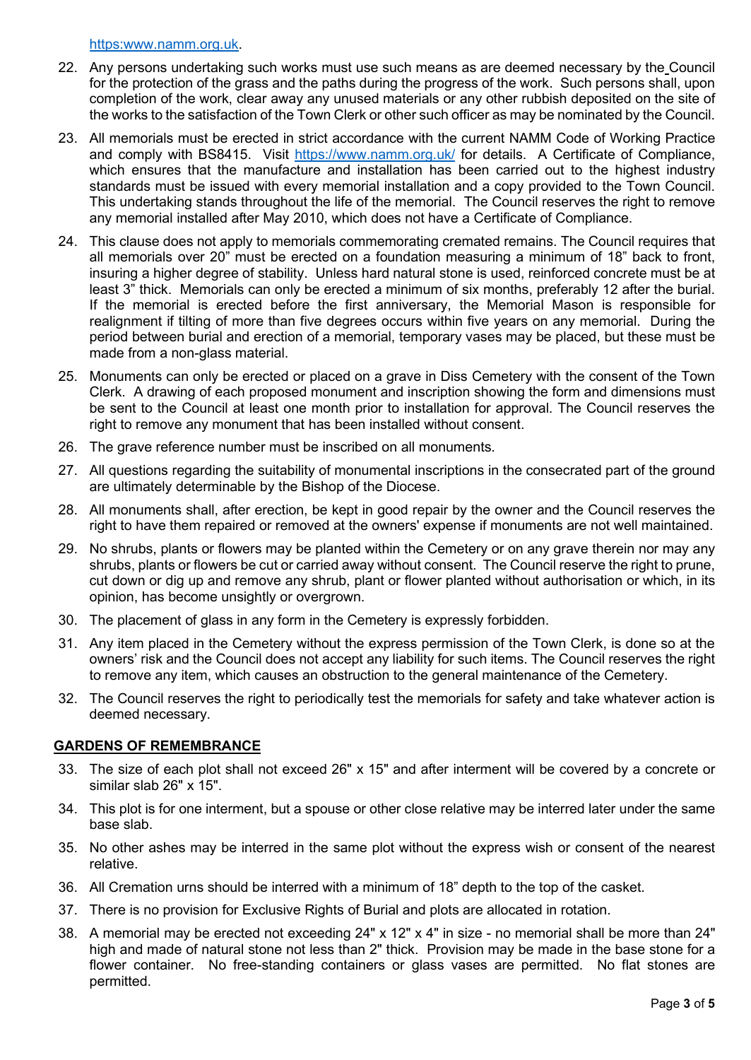https:www.namm.org.uk.

22. Any persons undertaking such works must use such means as are deemed necessary by the Council for the protection of the grass and the paths during the progress of the work. Such persons shall, upon completion of the work, clear away any unused materials or any other rubbish deposited on the site of the works to the satisfaction of the Town Clerk or other such officer as may be nominated by the Council.
23. All memorials must be erected in strict accordance with the current NAMM Code of Working Practice and comply with BS8415. Visit https://www.namm.org.uk/ for details. A Certificate of Compliance, which ensures that the manufacture and installation has been carried out to the highest industry standards must be issued with every memorial installation and a copy provided to the Town Council. This undertaking stands throughout the life of the memorial. The Council reserves the right to remove any memorial installed after May 2010, which does not have a Certificate of Compliance.
24. This clause does not apply to memorials commemorating cremated remains. The Council requires that all memorials over 20" must be erected on a foundation measuring a minimum of 18" back to front, insuring a higher degree of stability. Unless hard natural stone is used, reinforced concrete must be at least 3" thick. Memorials can only be erected a minimum of six months, preferably 12 after the burial. If the memorial is erected before the first anniversary, the Memorial Mason is responsible for realignment if tilting of more than five degrees occurs within five years on any memorial. During the period between burial and erection of a memorial, temporary vases may be placed, but these must be made from a non-glass material.
25. Monuments can only be erected or placed on a grave in Diss Cemetery with the consent of the Town Clerk. A drawing of each proposed monument and inscription showing the form and dimensions must be sent to the Council at least one month prior to installation for approval. The Council reserves the right to remove any monument that has been installed without consent.
26. The grave reference number must be inscribed on all monuments.
27. All questions regarding the suitability of monumental inscriptions in the consecrated part of the ground are ultimately determinable by the Bishop of the Diocese.
28. All monuments shall, after erection, be kept in good repair by the owner and the Council reserves the right to have them repaired or removed at the owners' expense if monuments are not well maintained.
29. No shrubs, plants or flowers may be planted within the Cemetery or on any grave therein nor may any shrubs, plants or flowers be cut or carried away without consent. The Council reserve the right to prune, cut down or dig up and remove any shrub, plant or flower planted without authorisation or which, in its opinion, has become unsightly or overgrown.
30. The placement of glass in any form in the Cemetery is expressly forbidden.
31. Any item placed in the Cemetery without the express permission of the Town Clerk, is done so at the owners' risk and the Council does not accept any liability for such items. The Council reserves the right to remove any item, which causes an obstruction to the general maintenance of the Cemetery.
32. The Council reserves the right to periodically test the memorials for safety and take whatever action is deemed necessary.

## GARDENS OF REMEMBRANCE

33. The size of each plot shall not exceed 26" x 15" and after interment will be covered by a concrete or similar slab 26" x 15".
34. This plot is for one interment, but a spouse or other close relative may be interred later under the same base slab.
35. No other ashes may be interred in the same plot without the express wish or consent of the nearest relative.
36. All Cremation urns should be interred with a minimum of 18" depth to the top of the casket.
37. There is no provision for Exclusive Rights of Burial and plots are allocated in rotation.
38. A memorial may be erected not exceeding 24" x 12" x 4" in size - no memorial shall be more than 24" high and made of natural stone not less than 2" thick. Provision may be made in the base stone for a flower container. No free-standing containers or glass vases are permitted. No flat stones are permitted.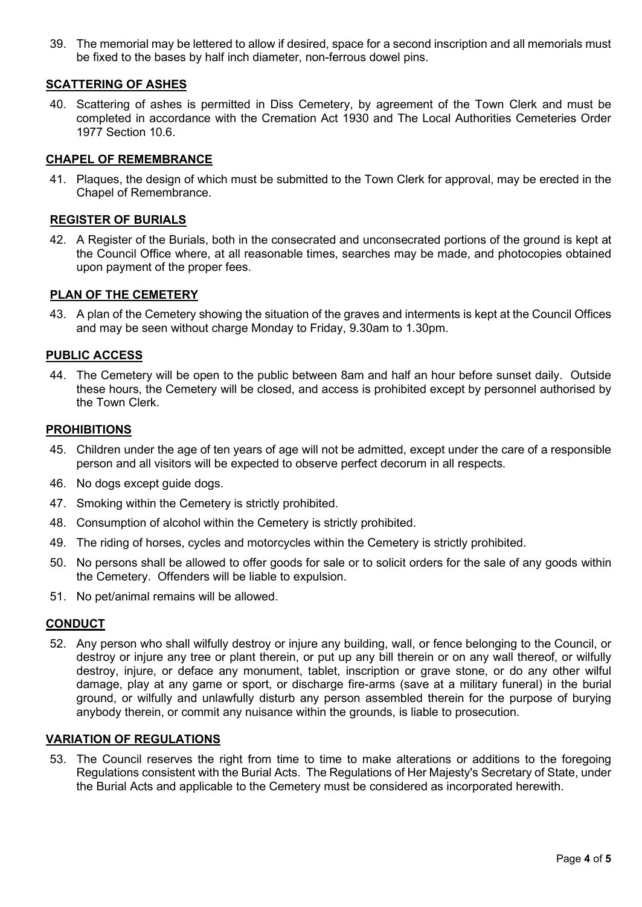39. The memorial may be lettered to allow if desired, space for a second inscription and all memorials must be fixed to the bases by half inch diameter, non-ferrous dowel pins.

## SCATTERING OF ASHES

40. Scattering of ashes is permitted in Diss Cemetery, by agreement of the Town Clerk and must be completed in accordance with the Cremation Act 1930 and The Local Authorities Cemeteries Order 1977 Section 10.6.

## CHAPEL OF REMEMBRANCE

41. Plaques, the design of which must be submitted to the Town Clerk for approval, may be erected in the Chapel of Remembrance.

## REGISTER OF BURIALS

42. A Register of the Burials, both in the consecrated and unconsecrated portions of the ground is kept at the Council Office where, at all reasonable times, searches may be made, and photocopies obtained upon payment of the proper fees.

## PLAN OF THE CEMETERY

43. A plan of the Cemetery showing the situation of the graves and interments is kept at the Council Offices and may be seen without charge Monday to Friday, 9.30am to 1.30pm.

## PUBLIC ACCESS

44. The Cemetery will be open to the public between 8am and half an hour before sunset daily. Outside these hours, the Cemetery will be closed, and access is prohibited except by personnel authorised by the Town Clerk.

## PROHIBITIONS

45. Children under the age of ten years of age will not be admitted, except under the care of a responsible person and all visitors will be expected to observe perfect decorum in all respects.
46. No dogs except guide dogs.
47. Smoking within the Cemetery is strictly prohibited.
48. Consumption of alcohol within the Cemetery is strictly prohibited.
49. The riding of horses, cycles and motorcycles within the Cemetery is strictly prohibited.
50. No persons shall be allowed to offer goods for sale or to solicit orders for the sale of any goods within the Cemetery. Offenders will be liable to expulsion.
51. No pet/animal remains will be allowed.

## CONDUCT

52. Any person who shall wilfully destroy or injure any building, wall, or fence belonging to the Council, or destroy or injure any tree or plant therein, or put up any bill therein or on any wall thereof, or wilfully destroy, injure, or deface any monument, tablet, inscription or grave stone, or do any other wilful damage, play at any game or sport, or discharge fire-arms (save at a military funeral) in the burial ground, or wilfully and unlawfully disturb any person assembled therein for the purpose of burying anybody therein, or commit any nuisance within the grounds, is liable to prosecution.

## VARIATION OF REGULATIONS

53. The Council reserves the right from time to time to make alterations or additions to the foregoing Regulations consistent with the Burial Acts. The Regulations of Her Majesty's Secretary of State, under the Burial Acts and applicable to the Cemetery must be considered as incorporated herewith.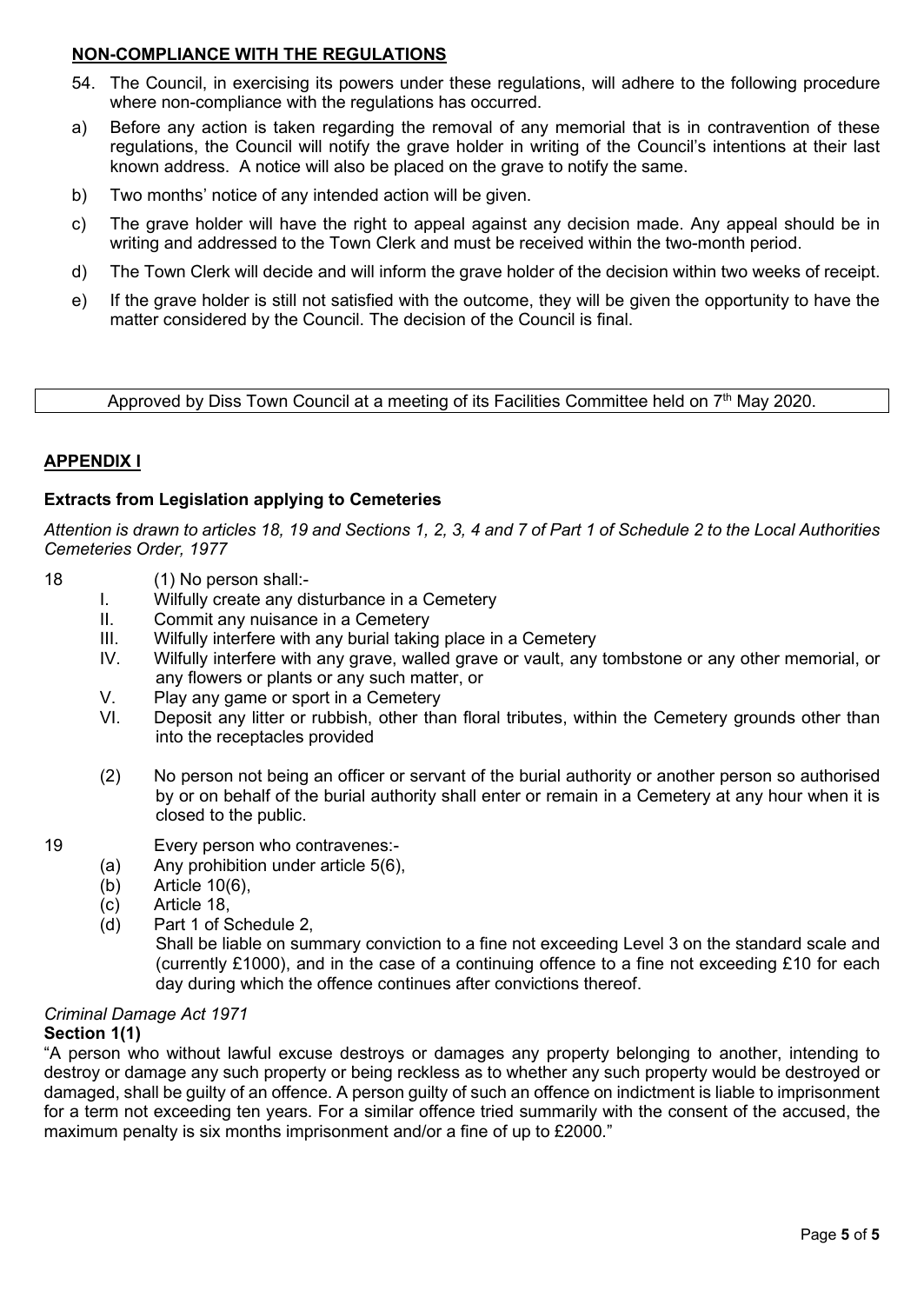## NON-COMPLIANCE WITH THE REGULATIONS

54. The Council, in exercising its powers under these regulations, will adhere to the following procedure where non-compliance with the regulations has occurred.

a) Before any action is taken regarding the removal of any memorial that is in contravention of these regulations, the Council will notify the grave holder in writing of the Council's intentions at their last known address. A notice will also be placed on the grave to notify the same.

b) Two months' notice of any intended action will be given.

c) The grave holder will have the right to appeal against any decision made. Any appeal should be in writing and addressed to the Town Clerk and must be received within the two-month period.

d) The Town Clerk will decide and will inform the grave holder of the decision within two weeks of receipt.

e) If the grave holder is still not satisfied with the outcome, they will be given the opportunity to have the matter considered by the Council. The decision of the Council is final.

Approved by Diss Town Council at a meeting of its Facilities Committee held on 7th May 2020.

## APPENDIX I

### Extracts from Legislation applying to Cemeteries

*Attention is drawn to articles 18, 19 and Sections 1, 2, 3, 4 and 7 of Part 1 of Schedule 2 to the Local Authorities Cemeteries Order, 1977*

18 (1) No person shall:-

I. Wilfully create any disturbance in a Cemetery
II. Commit any nuisance in a Cemetery
III. Wilfully interfere with any burial taking place in a Cemetery
IV. Wilfully interfere with any grave, walled grave or vault, any tombstone or any other memorial, or any flowers or plants or any such matter, or
V. Play any game or sport in a Cemetery
VI. Deposit any litter or rubbish, other than floral tributes, within the Cemetery grounds other than into the receptacles provided

(2) No person not being an officer or servant of the burial authority or another person so authorised by or on behalf of the burial authority shall enter or remain in a Cemetery at any hour when it is closed to the public.

19 Every person who contravenes:-

(a) Any prohibition under article 5(6),
(b) Article 10(6),
(c) Article 18,
(d) Part 1 of Schedule 2,

Shall be liable on summary conviction to a fine not exceeding Level 3 on the standard scale and (currently £1000), and in the case of a continuing offence to a fine not exceeding £10 for each day during which the offence continues after convictions thereof.

*Criminal Damage Act 1971*

**Section 1(1)**

"A person who without lawful excuse destroys or damages any property belonging to another, intending to destroy or damage any such property or being reckless as to whether any such property would be destroyed or damaged, shall be guilty of an offence. A person guilty of such an offence on indictment is liable to imprisonment for a term not exceeding ten years. For a similar offence tried summarily with the consent of the accused, the maximum penalty is six months imprisonment and/or a fine of up to £2000."